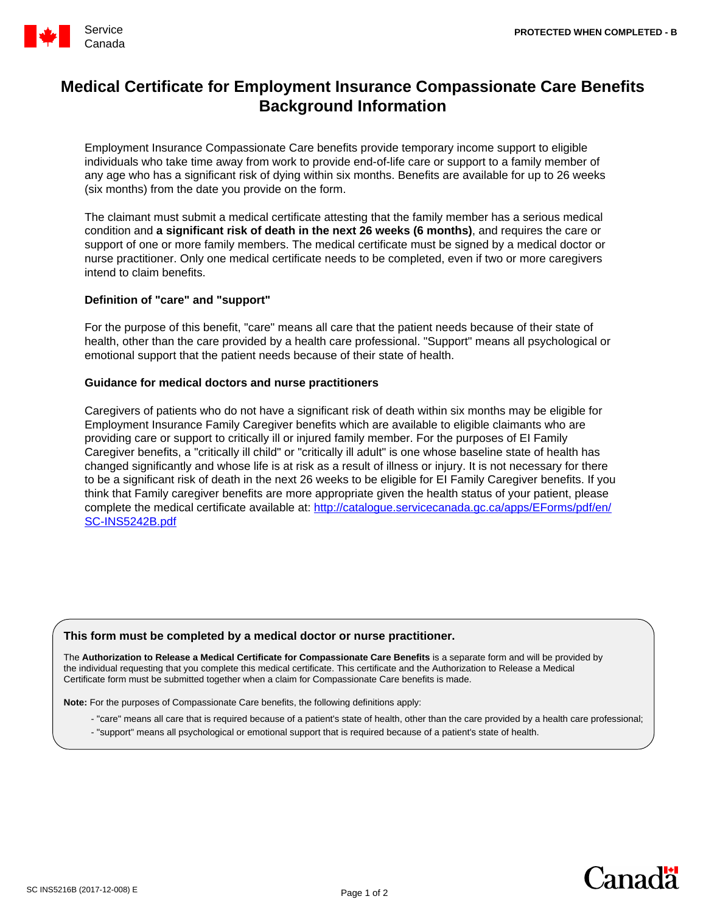Service Canada

PROTECTED WHEN COMPLETED - B

# Medical Certificate for Employment Insurance Compassionate Care Benefits Background Information

Employment Insurance Compassionate Care benefits provide temporary income support to eligible individuals who take time away from work to provide end-of-life care or support to a family member of any age who has a significant risk of dying within six months. Benefits are available for up to 26 weeks (six months) from the date you provide on the form.

The claimant must submit a medical certificate attesting that the family member has a serious medical condition and **a significant risk of death in the next 26 weeks (6 months)**, and requires the care or support of one or more family members. The medical certificate must be signed by a medical doctor or nurse practitioner. Only one medical certificate needs to be completed, even if two or more caregivers intend to claim benefits.

### Definition of "care" and "support"

For the purpose of this benefit, "care" means all care that the patient needs because of their state of health, other than the care provided by a health care professional. "Support" means all psychological or emotional support that the patient needs because of their state of health.

### Guidance for medical doctors and nurse practitioners

Caregivers of patients who do not have a significant risk of death within six months may be eligible for Employment Insurance Family Caregiver benefits which are available to eligible claimants who are providing care or support to critically ill or injured family member. For the purposes of EI Family Caregiver benefits, a "critically ill child" or "critically ill adult" is one whose baseline state of health has changed significantly and whose life is at risk as a result of illness or injury. It is not necessary for there to be a significant risk of death in the next 26 weeks to be eligible for EI Family Caregiver benefits. If you think that Family caregiver benefits are more appropriate given the health status of your patient, please complete the medical certificate available at: http://catalogue.servicecanada.gc.ca/apps/EForms/pdf/en/SC-INS5242B.pdf

**This form must be completed by a medical doctor or nurse practitioner.**

The **Authorization to Release a Medical Certificate for Compassionate Care Benefits** is a separate form and will be provided by the individual requesting that you complete this medical certificate. This certificate and the Authorization to Release a Medical Certificate form must be submitted together when a claim for Compassionate Care benefits is made.

**Note:** For the purposes of Compassionate Care benefits, the following definitions apply:

- "care" means all care that is required because of a patient's state of health, other than the care provided by a health care professional;
- "support" means all psychological or emotional support that is required because of a patient's state of health.

SC INS5216B (2017-12-008) E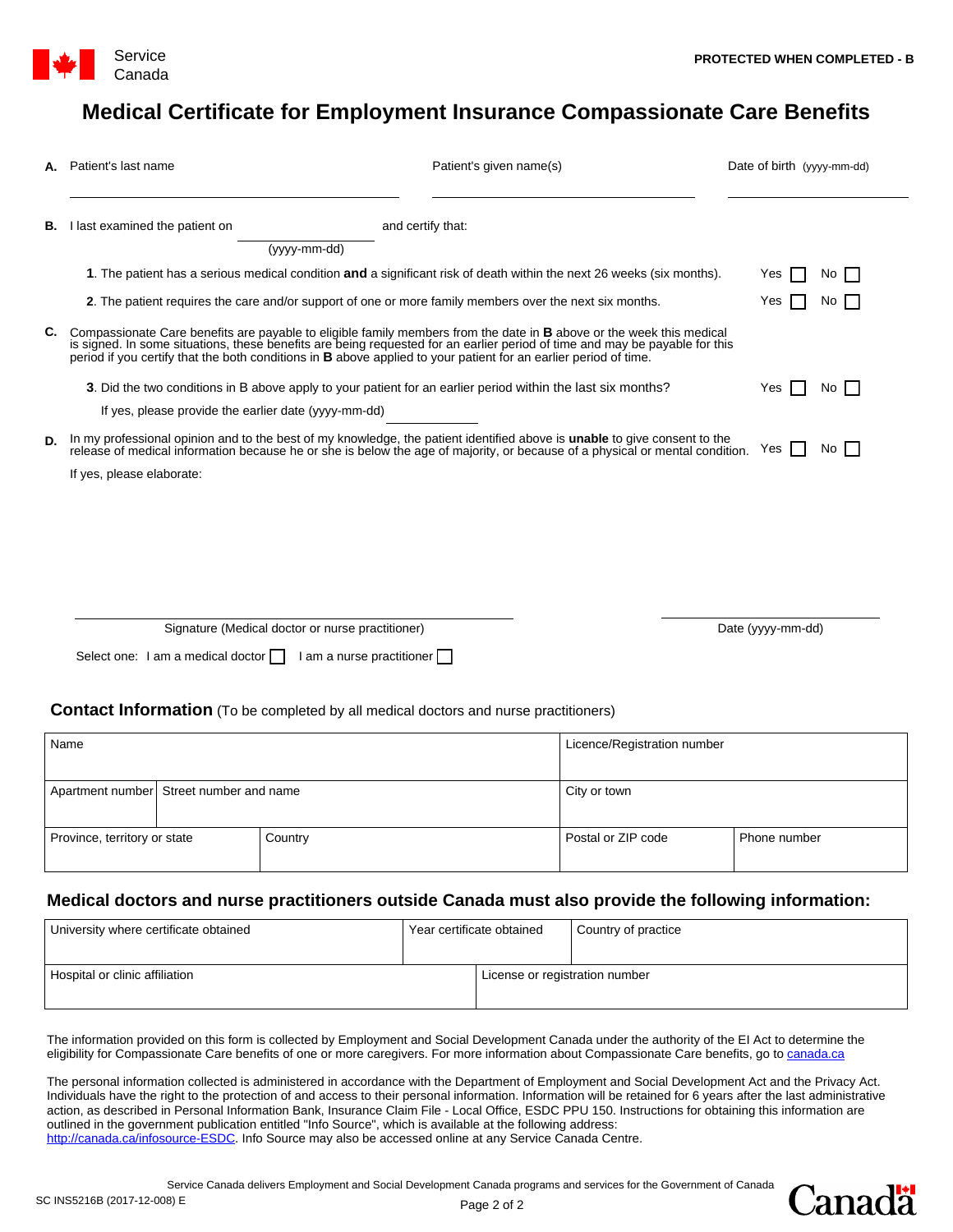Service Canada

PROTECTED WHEN COMPLETED - B

# Medical Certificate for Employment Insurance Compassionate Care Benefits

**A.** Patient's last name ______________________ Patient's given name(s) ______________________ Date of birth (yyyy-mm-dd) ______________________

**B.** I last examined the patient on ______________ (yyyy-mm-dd) and certify that:

**1**. The patient has a serious medical condition **and** a significant risk of death within the next 26 weeks (six months). Yes ☐ No ☐

**2**. The patient requires the care and/or support of one or more family members over the next six months. Yes ☐ No ☐

**C.** Compassionate Care benefits are payable to eligible family members from the date in **B** above or the week this medical is signed. In some situations, these benefits are being requested for an earlier period of time and may be payable for this period if you certify that the both conditions in **B** above applied to your patient for an earlier period of time.

**3**. Did the two conditions in B above apply to your patient for an earlier period within the last six months? Yes ☐ No ☐

If yes, please provide the earlier date (yyyy-mm-dd) ______________

**D.** In my professional opinion and to the best of my knowledge, the patient identified above is **unable** to give consent to the release of medical information because he or she is below the age of majority, or because of a physical or mental condition. Yes ☐ No ☐

If yes, please elaborate:

______________________________ Signature (Medical doctor or nurse practitioner)

______________ Date (yyyy-mm-dd)

Select one: I am a medical doctor ☐ I am a nurse practitioner ☐

## Contact Information (To be completed by all medical doctors and nurse practitioners)

| | | | |
|---|---|---|---|
| Name | | Licence/Registration number | |
| Apartment number | Street number and name | City or town | |
| Province, territory or state | Country | Postal or ZIP code | Phone number |

## Medical doctors and nurse practitioners outside Canada must also provide the following information:

| | | |
|---|---|---|
| University where certificate obtained | Year certificate obtained | Country of practice |
| Hospital or clinic affiliation | License or registration number | |

The information provided on this form is collected by Employment and Social Development Canada under the authority of the EI Act to determine the eligibility for Compassionate Care benefits of one or more caregivers. For more information about Compassionate Care benefits, go to canada.ca

The personal information collected is administered in accordance with the Department of Employment and Social Development Act and the Privacy Act. Individuals have the right to the protection of and access to their personal information. Information will be retained for 6 years after the last administrative action, as described in Personal Information Bank, Insurance Claim File - Local Office, ESDC PPU 150. Instructions for obtaining this information are outlined in the government publication entitled "Info Source", which is available at the following address: http://canada.ca/infosource-ESDC. Info Source may also be accessed online at any Service Canada Centre.

Service Canada delivers Employment and Social Development Canada programs and services for the Government of Canada

SC INS5216B (2017-12-008) E

Canada